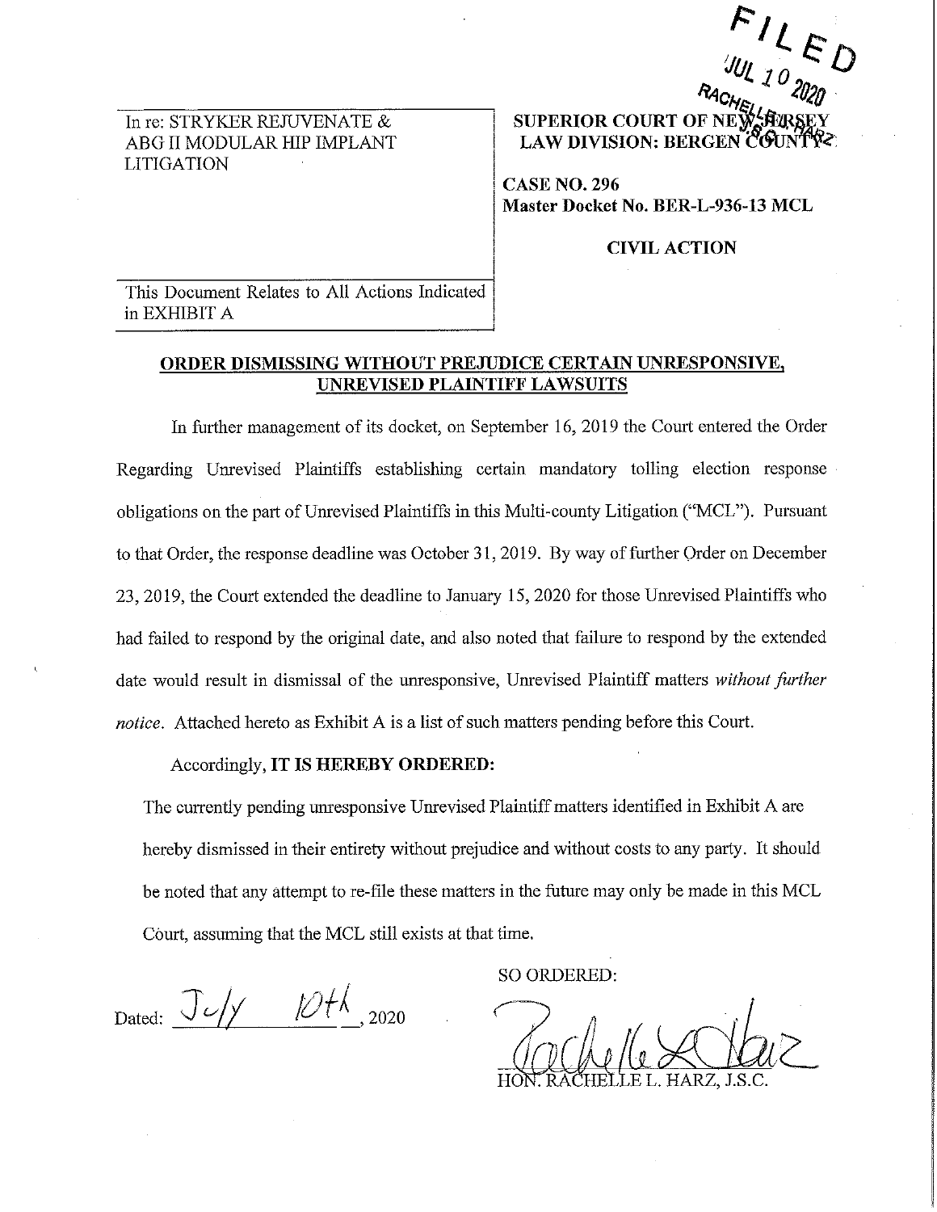FILED
JUL 10 2020
RACHELLE L. HARZ

In re: STRYKER REJUVENATE & ABG II MODULAR HIP IMPLANT LITIGATION

This Document Relates to All Actions Indicated in EXHIBIT A

**SUPERIOR COURT OF NEW JERSEY**
**LAW DIVISION: BERGEN COUNTY**

**CASE NO. 296**
**Master Docket No. BER-L-936-13 MCL**

**CIVIL ACTION**

**ORDER DISMISSING WITHOUT PREJUDICE CERTAIN UNRESPONSIVE, UNREVISED PLAINTIFF LAWSUITS**

In further management of its docket, on September 16, 2019 the Court entered the Order Regarding Unrevised Plaintiffs establishing certain mandatory tolling election response obligations on the part of Unrevised Plaintiffs in this Multi-county Litigation ("MCL"). Pursuant to that Order, the response deadline was October 31, 2019. By way of further Order on December 23, 2019, the Court extended the deadline to January 15, 2020 for those Unrevised Plaintiffs who had failed to respond by the original date, and also noted that failure to respond by the extended date would result in dismissal of the unresponsive, Unrevised Plaintiff matters *without further notice*. Attached hereto as Exhibit A is a list of such matters pending before this Court.

Accordingly, **IT IS HEREBY ORDERED:**

The currently pending unresponsive Unrevised Plaintiff matters identified in Exhibit A are hereby dismissed in their entirety without prejudice and without costs to any party. It should be noted that any attempt to re-file these matters in the future may only be made in this MCL Court, assuming that the MCL still exists at that time.

Dated: July 10th, 2020

SO ORDERED:

HON. RACHELLE L. HARZ, J.S.C.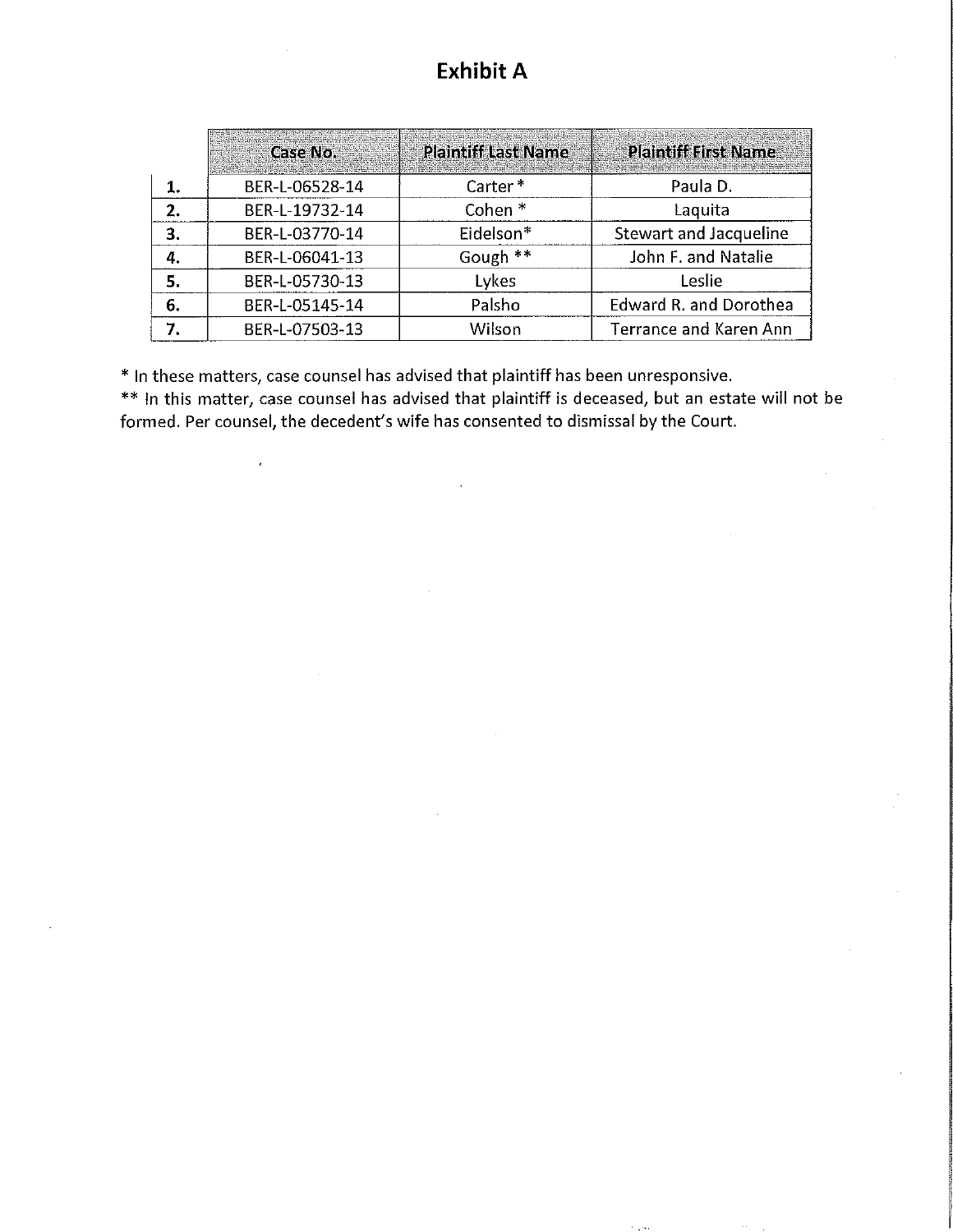# Exhibit A

| | Case No. | Plaintiff Last Name | Plaintiff First Name |
|---|---|---|---|
| 1. | BER-L-06528-14 | Carter * | Paula D. |
| 2. | BER-L-19732-14 | Cohen * | Laquita |
| 3. | BER-L-03770-14 | Eidelson* | Stewart and Jacqueline |
| 4. | BER-L-06041-13 | Gough ** | John F. and Natalie |
| 5. | BER-L-05730-13 | Lykes | Leslie |
| 6. | BER-L-05145-14 | Palsho | Edward R. and Dorothea |
| 7. | BER-L-07503-13 | Wilson | Terrance and Karen Ann |

* In these matters, case counsel has advised that plaintiff has been unresponsive.

** In this matter, case counsel has advised that plaintiff is deceased, but an estate will not be formed. Per counsel, the decedent's wife has consented to dismissal by the Court.